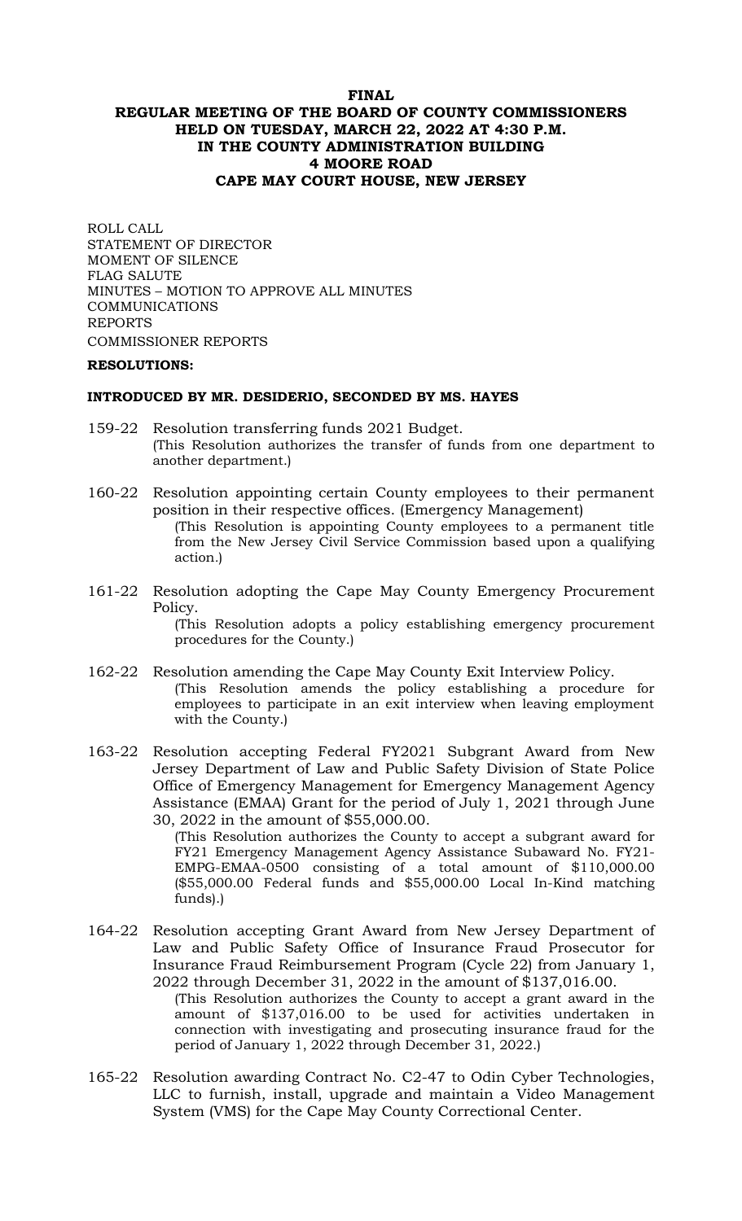# FINAL
## REGULAR MEETING OF THE BOARD OF COUNTY COMMISSIONERS HELD ON TUESDAY, MARCH 22, 2022 AT 4:30 P.M. IN THE COUNTY ADMINISTRATION BUILDING 4 MOORE ROAD CAPE MAY COURT HOUSE, NEW JERSEY

ROLL CALL
STATEMENT OF DIRECTOR
MOMENT OF SILENCE
FLAG SALUTE
MINUTES – MOTION TO APPROVE ALL MINUTES
COMMUNICATIONS
REPORTS
COMMISSIONER REPORTS

**RESOLUTIONS:**

**INTRODUCED BY MR. DESIDERIO, SECONDED BY MS. HAYES**

159-22 Resolution transferring funds 2021 Budget.
(This Resolution authorizes the transfer of funds from one department to another department.)

160-22 Resolution appointing certain County employees to their permanent position in their respective offices. (Emergency Management)
(This Resolution is appointing County employees to a permanent title from the New Jersey Civil Service Commission based upon a qualifying action.)

161-22 Resolution adopting the Cape May County Emergency Procurement Policy.
(This Resolution adopts a policy establishing emergency procurement procedures for the County.)

162-22 Resolution amending the Cape May County Exit Interview Policy.
(This Resolution amends the policy establishing a procedure for employees to participate in an exit interview when leaving employment with the County.)

163-22 Resolution accepting Federal FY2021 Subgrant Award from New Jersey Department of Law and Public Safety Division of State Police Office of Emergency Management for Emergency Management Agency Assistance (EMAA) Grant for the period of July 1, 2021 through June 30, 2022 in the amount of $55,000.00.
(This Resolution authorizes the County to accept a subgrant award for FY21 Emergency Management Agency Assistance Subaward No. FY21-EMPG-EMAA-0500 consisting of a total amount of $110,000.00 ($55,000.00 Federal funds and $55,000.00 Local In-Kind matching funds).)

164-22 Resolution accepting Grant Award from New Jersey Department of Law and Public Safety Office of Insurance Fraud Prosecutor for Insurance Fraud Reimbursement Program (Cycle 22) from January 1, 2022 through December 31, 2022 in the amount of $137,016.00.
(This Resolution authorizes the County to accept a grant award in the amount of $137,016.00 to be used for activities undertaken in connection with investigating and prosecuting insurance fraud for the period of January 1, 2022 through December 31, 2022.)

165-22 Resolution awarding Contract No. C2-47 to Odin Cyber Technologies, LLC to furnish, install, upgrade and maintain a Video Management System (VMS) for the Cape May County Correctional Center.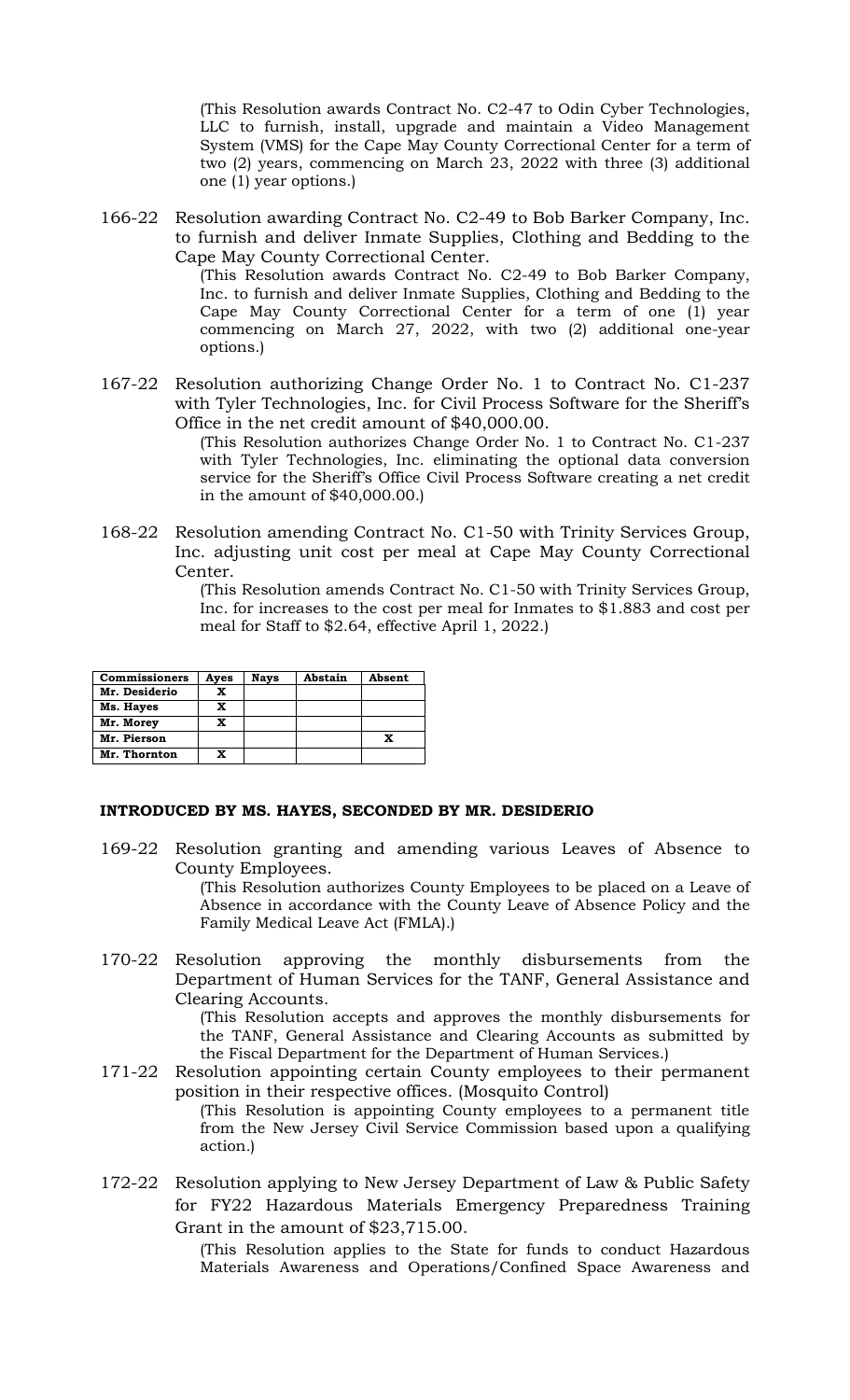(This Resolution awards Contract No. C2-47 to Odin Cyber Technologies, LLC to furnish, install, upgrade and maintain a Video Management System (VMS) for the Cape May County Correctional Center for a term of two (2) years, commencing on March 23, 2022 with three (3) additional one (1) year options.)

166-22 Resolution awarding Contract No. C2-49 to Bob Barker Company, Inc. to furnish and deliver Inmate Supplies, Clothing and Bedding to the Cape May County Correctional Center.

(This Resolution awards Contract No. C2-49 to Bob Barker Company, Inc. to furnish and deliver Inmate Supplies, Clothing and Bedding to the Cape May County Correctional Center for a term of one (1) year commencing on March 27, 2022, with two (2) additional one-year options.)

167-22 Resolution authorizing Change Order No. 1 to Contract No. C1-237 with Tyler Technologies, Inc. for Civil Process Software for the Sheriff's Office in the net credit amount of $40,000.00.

(This Resolution authorizes Change Order No. 1 to Contract No. C1-237 with Tyler Technologies, Inc. eliminating the optional data conversion service for the Sheriff's Office Civil Process Software creating a net credit in the amount of $40,000.00.)

168-22 Resolution amending Contract No. C1-50 with Trinity Services Group, Inc. adjusting unit cost per meal at Cape May County Correctional Center.

(This Resolution amends Contract No. C1-50 with Trinity Services Group, Inc. for increases to the cost per meal for Inmates to $1.883 and cost per meal for Staff to $2.64, effective April 1, 2022.)

| Commissioners | Ayes | Nays | Abstain | Absent |
|---|---|---|---|---|
| Mr. Desiderio | X | | | |
| Ms. Hayes | X | | | |
| Mr. Morey | X | | | |
| Mr. Pierson | | | | X |
| Mr. Thornton | X | | | |

**INTRODUCED BY MS. HAYES, SECONDED BY MR. DESIDERIO**

169-22 Resolution granting and amending various Leaves of Absence to County Employees.

(This Resolution authorizes County Employees to be placed on a Leave of Absence in accordance with the County Leave of Absence Policy and the Family Medical Leave Act (FMLA).)

170-22 Resolution approving the monthly disbursements from the Department of Human Services for the TANF, General Assistance and Clearing Accounts.

(This Resolution accepts and approves the monthly disbursements for the TANF, General Assistance and Clearing Accounts as submitted by the Fiscal Department for the Department of Human Services.)

171-22 Resolution appointing certain County employees to their permanent position in their respective offices. (Mosquito Control)

(This Resolution is appointing County employees to a permanent title from the New Jersey Civil Service Commission based upon a qualifying action.)

172-22 Resolution applying to New Jersey Department of Law & Public Safety for FY22 Hazardous Materials Emergency Preparedness Training Grant in the amount of $23,715.00.

(This Resolution applies to the State for funds to conduct Hazardous Materials Awareness and Operations/Confined Space Awareness and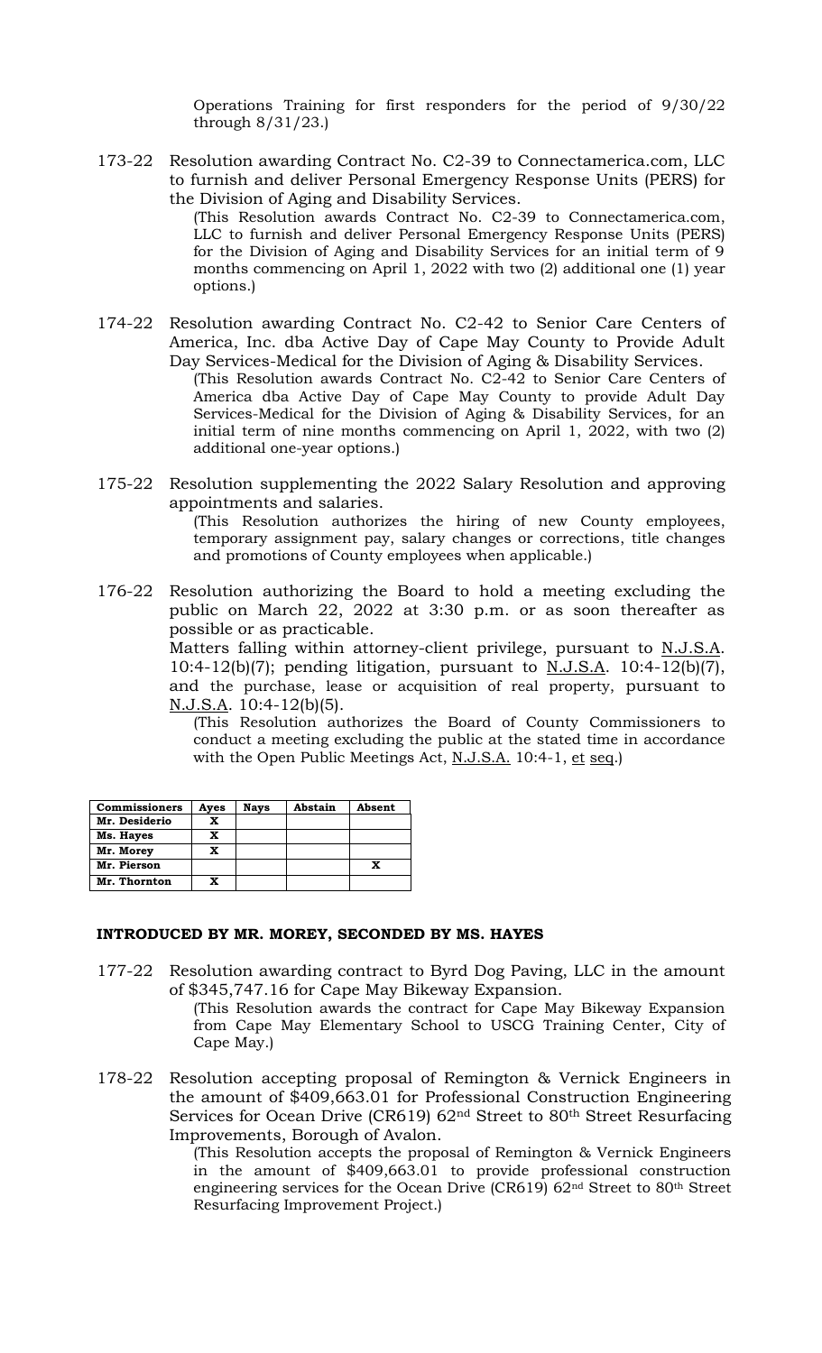Operations Training for first responders for the period of 9/30/22 through 8/31/23.)

173-22 Resolution awarding Contract No. C2-39 to Connectamerica.com, LLC to furnish and deliver Personal Emergency Response Units (PERS) for the Division of Aging and Disability Services.

(This Resolution awards Contract No. C2-39 to Connectamerica.com, LLC to furnish and deliver Personal Emergency Response Units (PERS) for the Division of Aging and Disability Services for an initial term of 9 months commencing on April 1, 2022 with two (2) additional one (1) year options.)

174-22 Resolution awarding Contract No. C2-42 to Senior Care Centers of America, Inc. dba Active Day of Cape May County to Provide Adult Day Services-Medical for the Division of Aging & Disability Services.

(This Resolution awards Contract No. C2-42 to Senior Care Centers of America dba Active Day of Cape May County to provide Adult Day Services-Medical for the Division of Aging & Disability Services, for an initial term of nine months commencing on April 1, 2022, with two (2) additional one-year options.)

175-22 Resolution supplementing the 2022 Salary Resolution and approving appointments and salaries.

(This Resolution authorizes the hiring of new County employees, temporary assignment pay, salary changes or corrections, title changes and promotions of County employees when applicable.)

176-22 Resolution authorizing the Board to hold a meeting excluding the public on March 22, 2022 at 3:30 p.m. or as soon thereafter as possible or as practicable.

Matters falling within attorney-client privilege, pursuant to N.J.S.A. 10:4-12(b)(7); pending litigation, pursuant to N.J.S.A. 10:4-12(b)(7), and the purchase, lease or acquisition of real property, pursuant to N.J.S.A. 10:4-12(b)(5).

(This Resolution authorizes the Board of County Commissioners to conduct a meeting excluding the public at the stated time in accordance with the Open Public Meetings Act, N.J.S.A. 10:4-1, et seq.)

| Commissioners | Ayes | Nays | Abstain | Absent |
|---|---|---|---|---|
| Mr. Desiderio | X | | | |
| Ms. Hayes | X | | | |
| Mr. Morey | X | | | |
| Mr. Pierson | | | | X |
| Mr. Thornton | X | | | |

**INTRODUCED BY MR. MOREY, SECONDED BY MS. HAYES**

177-22 Resolution awarding contract to Byrd Dog Paving, LLC in the amount of $345,747.16 for Cape May Bikeway Expansion.

(This Resolution awards the contract for Cape May Bikeway Expansion from Cape May Elementary School to USCG Training Center, City of Cape May.)

178-22 Resolution accepting proposal of Remington & Vernick Engineers in the amount of $409,663.01 for Professional Construction Engineering Services for Ocean Drive (CR619) 62nd Street to 80th Street Resurfacing Improvements, Borough of Avalon.

(This Resolution accepts the proposal of Remington & Vernick Engineers in the amount of $409,663.01 to provide professional construction engineering services for the Ocean Drive (CR619) 62nd Street to 80th Street Resurfacing Improvement Project.)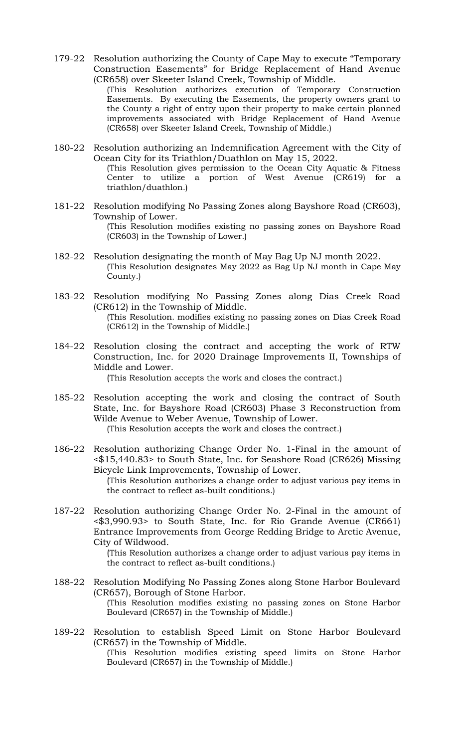179-22 Resolution authorizing the County of Cape May to execute "Temporary Construction Easements" for Bridge Replacement of Hand Avenue (CR658) over Skeeter Island Creek, Township of Middle.

(This Resolution authorizes execution of Temporary Construction Easements. By executing the Easements, the property owners grant to the County a right of entry upon their property to make certain planned improvements associated with Bridge Replacement of Hand Avenue (CR658) over Skeeter Island Creek, Township of Middle.)

180-22 Resolution authorizing an Indemnification Agreement with the City of Ocean City for its Triathlon/Duathlon on May 15, 2022.

(This Resolution gives permission to the Ocean City Aquatic & Fitness Center to utilize a portion of West Avenue (CR619) for a triathlon/duathlon.)

181-22 Resolution modifying No Passing Zones along Bayshore Road (CR603), Township of Lower.

(This Resolution modifies existing no passing zones on Bayshore Road (CR603) in the Township of Lower.)

182-22 Resolution designating the month of May Bag Up NJ month 2022.

(This Resolution designates May 2022 as Bag Up NJ month in Cape May County.)

183-22 Resolution modifying No Passing Zones along Dias Creek Road (CR612) in the Township of Middle.

(This Resolution. modifies existing no passing zones on Dias Creek Road (CR612) in the Township of Middle.)

184-22 Resolution closing the contract and accepting the work of RTW Construction, Inc. for 2020 Drainage Improvements II, Townships of Middle and Lower.

(This Resolution accepts the work and closes the contract.)

185-22 Resolution accepting the work and closing the contract of South State, Inc. for Bayshore Road (CR603) Phase 3 Reconstruction from Wilde Avenue to Weber Avenue, Township of Lower.

(This Resolution accepts the work and closes the contract.)

186-22 Resolution authorizing Change Order No. 1-Final in the amount of <$15,440.83> to South State, Inc. for Seashore Road (CR626) Missing Bicycle Link Improvements, Township of Lower.

(This Resolution authorizes a change order to adjust various pay items in the contract to reflect as-built conditions.)

187-22 Resolution authorizing Change Order No. 2-Final in the amount of <$3,990.93> to South State, Inc. for Rio Grande Avenue (CR661) Entrance Improvements from George Redding Bridge to Arctic Avenue, City of Wildwood.

(This Resolution authorizes a change order to adjust various pay items in the contract to reflect as-built conditions.)

188-22 Resolution Modifying No Passing Zones along Stone Harbor Boulevard (CR657), Borough of Stone Harbor.

(This Resolution modifies existing no passing zones on Stone Harbor Boulevard (CR657) in the Township of Middle.)

189-22 Resolution to establish Speed Limit on Stone Harbor Boulevard (CR657) in the Township of Middle.

(This Resolution modifies existing speed limits on Stone Harbor Boulevard (CR657) in the Township of Middle.)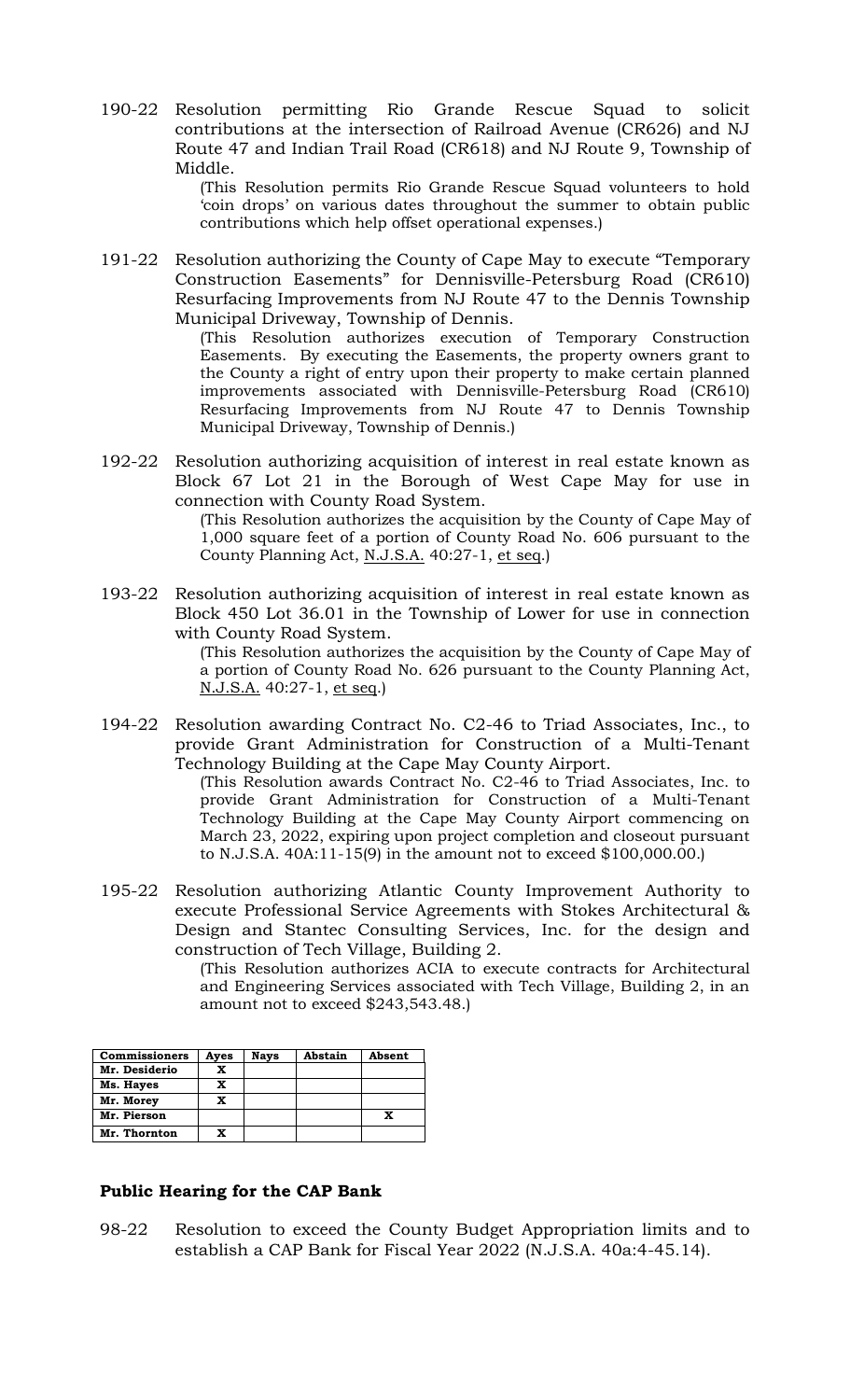190-22 Resolution permitting Rio Grande Rescue Squad to solicit contributions at the intersection of Railroad Avenue (CR626) and NJ Route 47 and Indian Trail Road (CR618) and NJ Route 9, Township of Middle.

(This Resolution permits Rio Grande Rescue Squad volunteers to hold 'coin drops' on various dates throughout the summer to obtain public contributions which help offset operational expenses.)

191-22 Resolution authorizing the County of Cape May to execute "Temporary Construction Easements" for Dennisville-Petersburg Road (CR610) Resurfacing Improvements from NJ Route 47 to the Dennis Township Municipal Driveway, Township of Dennis.

(This Resolution authorizes execution of Temporary Construction Easements. By executing the Easements, the property owners grant to the County a right of entry upon their property to make certain planned improvements associated with Dennisville-Petersburg Road (CR610) Resurfacing Improvements from NJ Route 47 to Dennis Township Municipal Driveway, Township of Dennis.)

192-22 Resolution authorizing acquisition of interest in real estate known as Block 67 Lot 21 in the Borough of West Cape May for use in connection with County Road System.

(This Resolution authorizes the acquisition by the County of Cape May of 1,000 square feet of a portion of County Road No. 606 pursuant to the County Planning Act, N.J.S.A. 40:27-1, et seq.)

193-22 Resolution authorizing acquisition of interest in real estate known as Block 450 Lot 36.01 in the Township of Lower for use in connection with County Road System.

(This Resolution authorizes the acquisition by the County of Cape May of a portion of County Road No. 626 pursuant to the County Planning Act, N.J.S.A. 40:27-1, et seq.)

194-22 Resolution awarding Contract No. C2-46 to Triad Associates, Inc., to provide Grant Administration for Construction of a Multi-Tenant Technology Building at the Cape May County Airport.

(This Resolution awards Contract No. C2-46 to Triad Associates, Inc. to provide Grant Administration for Construction of a Multi-Tenant Technology Building at the Cape May County Airport commencing on March 23, 2022, expiring upon project completion and closeout pursuant to N.J.S.A. 40A:11-15(9) in the amount not to exceed $100,000.00.)

195-22 Resolution authorizing Atlantic County Improvement Authority to execute Professional Service Agreements with Stokes Architectural & Design and Stantec Consulting Services, Inc. for the design and construction of Tech Village, Building 2.

(This Resolution authorizes ACIA to execute contracts for Architectural and Engineering Services associated with Tech Village, Building 2, in an amount not to exceed $243,543.48.)

| Commissioners | Ayes | Nays | Abstain | Absent |
|---|---|---|---|---|
| Mr. Desiderio | X | | | |
| Ms. Hayes | X | | | |
| Mr. Morey | X | | | |
| Mr. Pierson | | | | X |
| Mr. Thornton | X | | | |

### Public Hearing for the CAP Bank

98-22 Resolution to exceed the County Budget Appropriation limits and to establish a CAP Bank for Fiscal Year 2022 (N.J.S.A. 40a:4-45.14).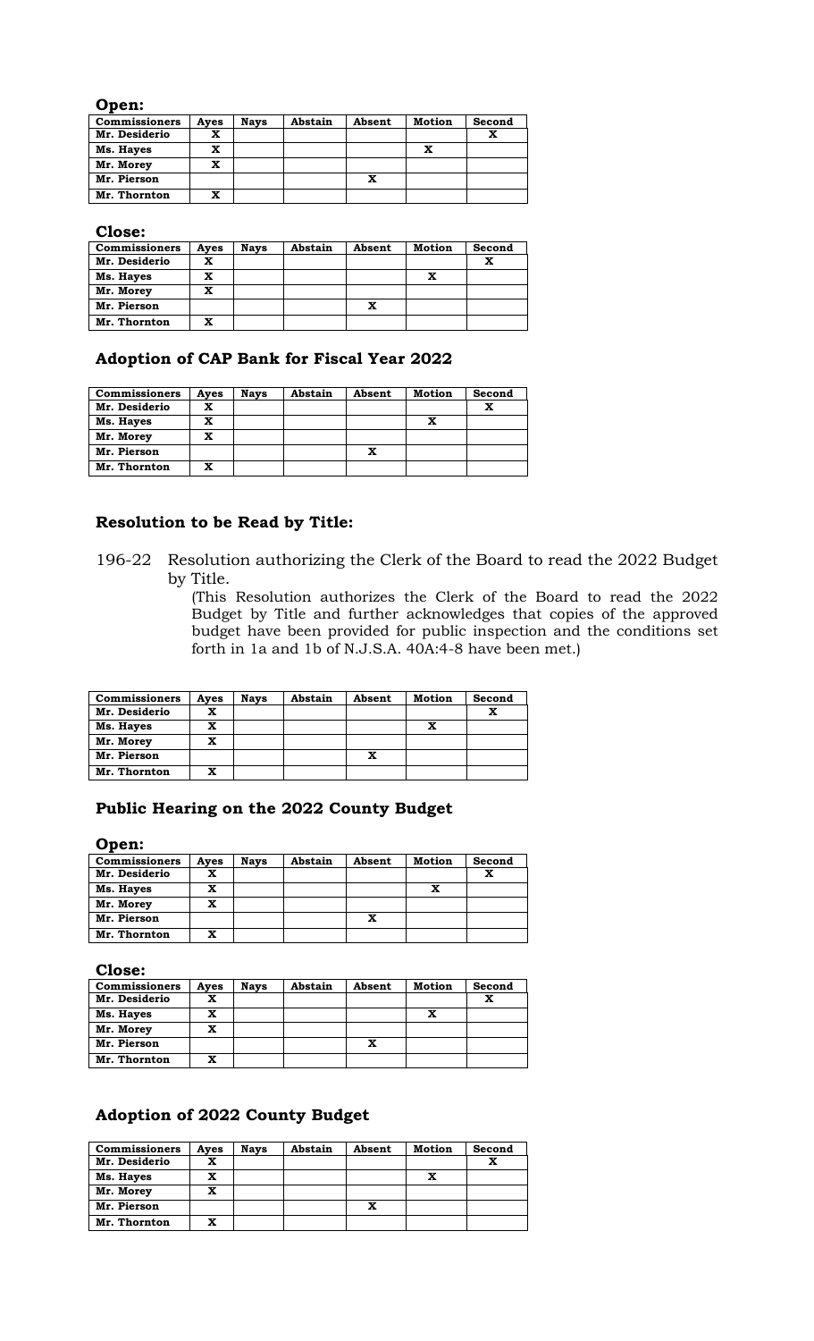**Open:**

| Commissioners | Ayes | Nays | Abstain | Absent | Motion | Second |
|---|---|---|---|---|---|---|
| Mr. Desiderio | X | | | | | X |
| Ms. Hayes | X | | | | X | |
| Mr. Morey | X | | | | | |
| Mr. Pierson | | | | X | | |
| Mr. Thornton | X | | | | | |

**Close:**

| Commissioners | Ayes | Nays | Abstain | Absent | Motion | Second |
|---|---|---|---|---|---|---|
| Mr. Desiderio | X | | | | | X |
| Ms. Hayes | X | | | | X | |
| Mr. Morey | X | | | | | |
| Mr. Pierson | | | | X | | |
| Mr. Thornton | X | | | | | |

## Adoption of CAP Bank for Fiscal Year 2022

| Commissioners | Ayes | Nays | Abstain | Absent | Motion | Second |
|---|---|---|---|---|---|---|
| Mr. Desiderio | X | | | | | X |
| Ms. Hayes | X | | | | X | |
| Mr. Morey | X | | | | | |
| Mr. Pierson | | | | X | | |
| Mr. Thornton | X | | | | | |

## Resolution to be Read by Title:

196-22 Resolution authorizing the Clerk of the Board to read the 2022 Budget by Title.

(This Resolution authorizes the Clerk of the Board to read the 2022 Budget by Title and further acknowledges that copies of the approved budget have been provided for public inspection and the conditions set forth in 1a and 1b of N.J.S.A. 40A:4-8 have been met.)

| Commissioners | Ayes | Nays | Abstain | Absent | Motion | Second |
|---|---|---|---|---|---|---|
| Mr. Desiderio | X | | | | | X |
| Ms. Hayes | X | | | | X | |
| Mr. Morey | X | | | | | |
| Mr. Pierson | | | | X | | |
| Mr. Thornton | X | | | | | |

## Public Hearing on the 2022 County Budget

**Open:**

| Commissioners | Ayes | Nays | Abstain | Absent | Motion | Second |
|---|---|---|---|---|---|---|
| Mr. Desiderio | X | | | | | X |
| Ms. Hayes | X | | | | X | |
| Mr. Morey | X | | | | | |
| Mr. Pierson | | | | X | | |
| Mr. Thornton | X | | | | | |

**Close:**

| Commissioners | Ayes | Nays | Abstain | Absent | Motion | Second |
|---|---|---|---|---|---|---|
| Mr. Desiderio | X | | | | | X |
| Ms. Hayes | X | | | | X | |
| Mr. Morey | X | | | | | |
| Mr. Pierson | | | | X | | |
| Mr. Thornton | X | | | | | |

## Adoption of 2022 County Budget

| Commissioners | Ayes | Nays | Abstain | Absent | Motion | Second |
|---|---|---|---|---|---|---|
| Mr. Desiderio | X | | | | | X |
| Ms. Hayes | X | | | | X | |
| Mr. Morey | X | | | | | |
| Mr. Pierson | | | | X | | |
| Mr. Thornton | X | | | | | |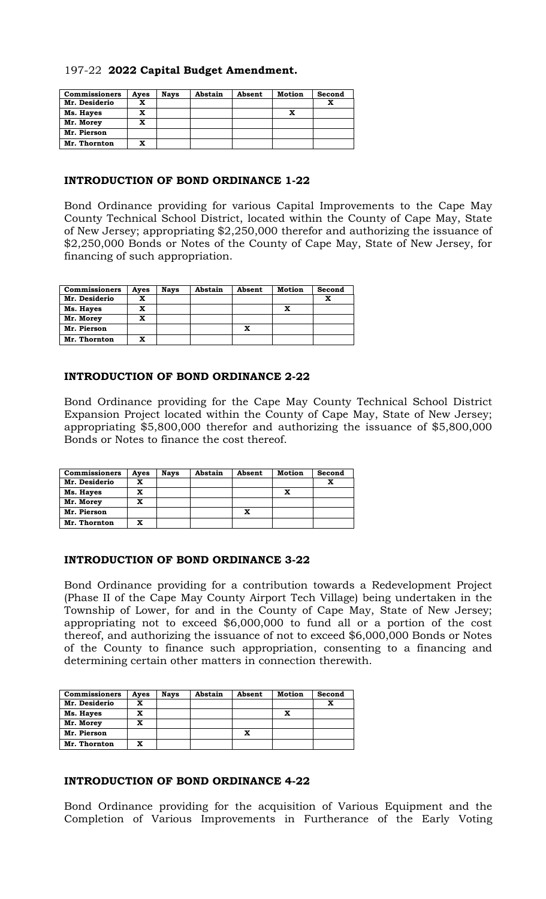197-22 **2022 Capital Budget Amendment.**

| Commissioners | Ayes | Nays | Abstain | Absent | Motion | Second |
|---|---|---|---|---|---|---|
| Mr. Desiderio | X | | | | | X |
| Ms. Hayes | X | | | | X | |
| Mr. Morey | X | | | | | |
| Mr. Pierson | | | | | | |
| Mr. Thornton | X | | | | | |

**INTRODUCTION OF BOND ORDINANCE 1-22**

Bond Ordinance providing for various Capital Improvements to the Cape May County Technical School District, located within the County of Cape May, State of New Jersey; appropriating $2,250,000 therefor and authorizing the issuance of $2,250,000 Bonds or Notes of the County of Cape May, State of New Jersey, for financing of such appropriation.

| Commissioners | Ayes | Nays | Abstain | Absent | Motion | Second |
|---|---|---|---|---|---|---|
| Mr. Desiderio | X | | | | | X |
| Ms. Hayes | X | | | | X | |
| Mr. Morey | X | | | | | |
| Mr. Pierson | | | | X | | |
| Mr. Thornton | X | | | | | |

**INTRODUCTION OF BOND ORDINANCE 2-22**

Bond Ordinance providing for the Cape May County Technical School District Expansion Project located within the County of Cape May, State of New Jersey; appropriating $5,800,000 therefor and authorizing the issuance of $5,800,000 Bonds or Notes to finance the cost thereof.

| Commissioners | Ayes | Nays | Abstain | Absent | Motion | Second |
|---|---|---|---|---|---|---|
| Mr. Desiderio | X | | | | | X |
| Ms. Hayes | X | | | | X | |
| Mr. Morey | X | | | | | |
| Mr. Pierson | | | | X | | |
| Mr. Thornton | X | | | | | |

**INTRODUCTION OF BOND ORDINANCE 3-22**

Bond Ordinance providing for a contribution towards a Redevelopment Project (Phase II of the Cape May County Airport Tech Village) being undertaken in the Township of Lower, for and in the County of Cape May, State of New Jersey; appropriating not to exceed $6,000,000 to fund all or a portion of the cost thereof, and authorizing the issuance of not to exceed $6,000,000 Bonds or Notes of the County to finance such appropriation, consenting to a financing and determining certain other matters in connection therewith.

| Commissioners | Ayes | Nays | Abstain | Absent | Motion | Second |
|---|---|---|---|---|---|---|
| Mr. Desiderio | X | | | | | X |
| Ms. Hayes | X | | | | X | |
| Mr. Morey | X | | | | | |
| Mr. Pierson | | | | X | | |
| Mr. Thornton | X | | | | | |

**INTRODUCTION OF BOND ORDINANCE 4-22**

Bond Ordinance providing for the acquisition of Various Equipment and the Completion of Various Improvements in Furtherance of the Early Voting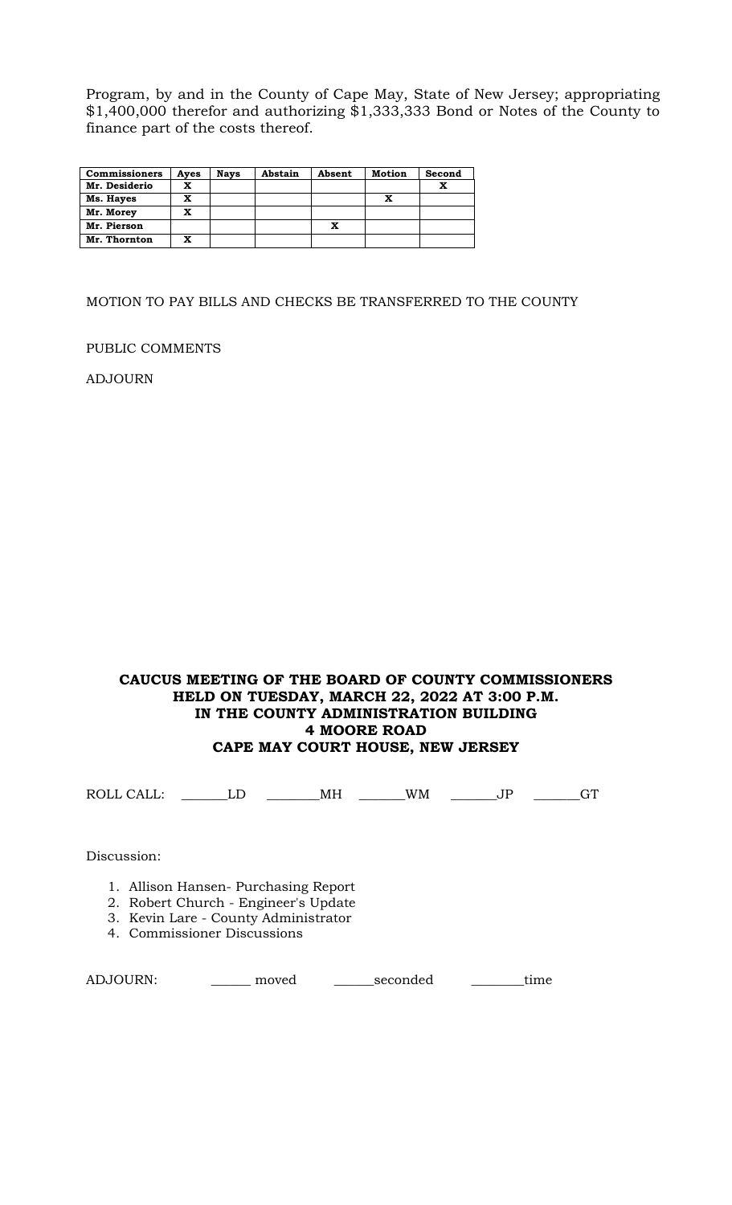Program, by and in the County of Cape May, State of New Jersey; appropriating $1,400,000 therefor and authorizing $1,333,333 Bond or Notes of the County to finance part of the costs thereof.

| Commissioners | Ayes | Nays | Abstain | Absent | Motion | Second |
|---|---|---|---|---|---|---|
| Mr. Desiderio | X | | | | | X |
| Ms. Hayes | X | | | | X | |
| Mr. Morey | X | | | | | |
| Mr. Pierson | | | | X | | |
| Mr. Thornton | X | | | | | |

MOTION TO PAY BILLS AND CHECKS BE TRANSFERRED TO THE COUNTY

PUBLIC COMMENTS

ADJOURN

**CAUCUS MEETING OF THE BOARD OF COUNTY COMMISSIONERS HELD ON TUESDAY, MARCH 22, 2022 AT 3:00 P.M. IN THE COUNTY ADMINISTRATION BUILDING 4 MOORE ROAD CAPE MAY COURT HOUSE, NEW JERSEY**

ROLL CALL: _______LD ________MH _______WM _______JP _______GT

Discussion:

1. Allison Hansen- Purchasing Report
2. Robert Church - Engineer's Update
3. Kevin Lare - County Administrator
4. Commissioner Discussions

ADJOURN: ______ moved ______seconded ________time